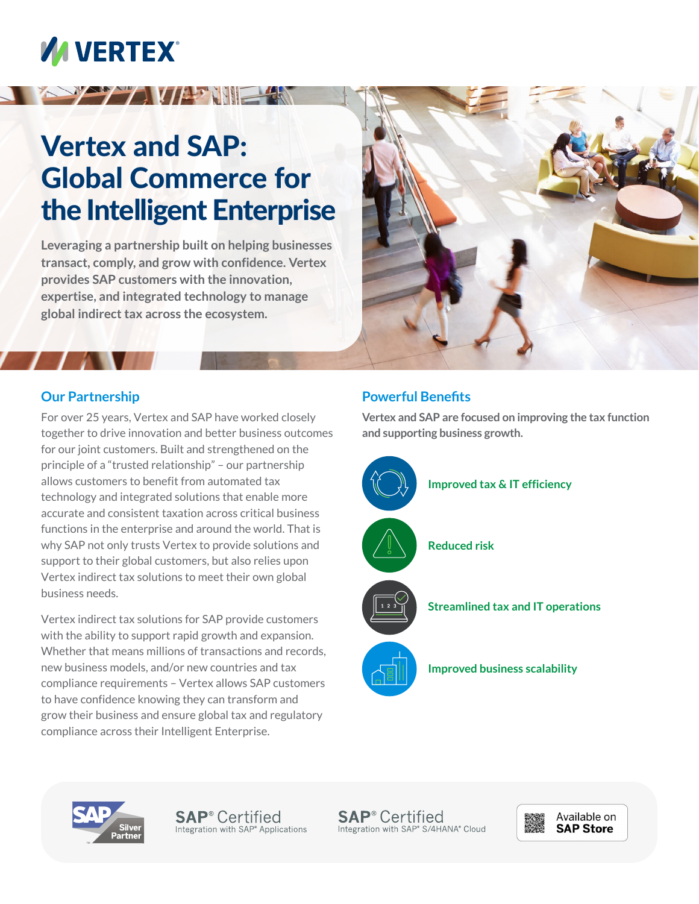# Vertex and SAP: Global Commerce for the Intelligent Enterprise

**Leveraging a partnership built on helping businesses transact, comply, and grow with confidence. Vertex provides SAP customers with the innovation, expertise, and integrated technology to manage global indirect tax across the ecosystem.**

## Our Partnership

For over 25 years, Vertex and SAP have worked closely together to drive innovation and better business outcomes for our joint customers. Built and strengthened on the principle of a "trusted relationship" – our partnership allows customers to benefit from automated tax technology and integrated solutions that enable more accurate and consistent taxation across critical business functions in the enterprise and around the world. That is why SAP not only trusts Vertex to provide solutions and support to their global customers, but also relies upon Vertex indirect tax solutions to meet their own global business needs.

Vertex indirect tax solutions for SAP provide customers with the ability to support rapid growth and expansion. Whether that means millions of transactions and records, new business models, and/or new countries and tax compliance requirements – Vertex allows SAP customers to have confidence knowing they can transform and grow their business and ensure global tax and regulatory compliance across their Intelligent Enterprise.

## Powerful Benefits

**Vertex and SAP are focused on improving the tax function and supporting business growth.**

- **Improved tax & IT efficiency**
- **Reduced risk**
- **Streamlined tax and IT operations**
- **Improved business scalability**

SAP Silver Partner

SAP® Certified Integration with SAP® Applications

SAP® Certified Integration with SAP® S/4HANA® Cloud

Available on SAP Store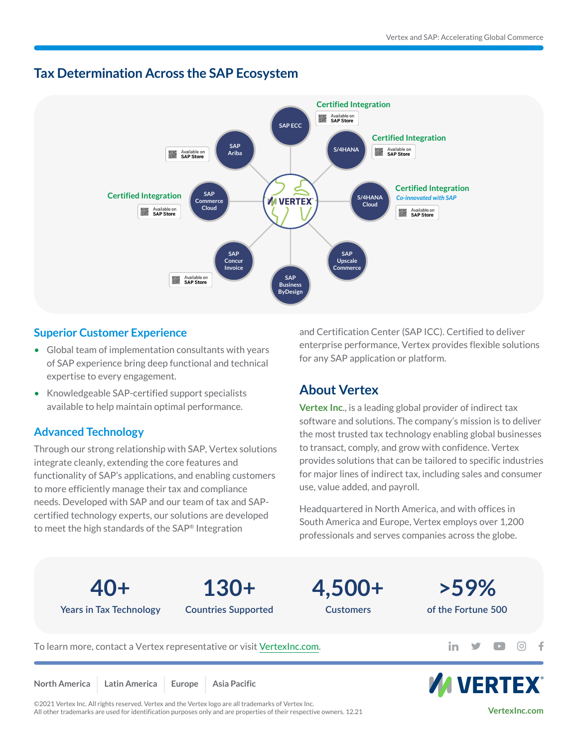## Tax Determination Across the SAP Ecosystem

SAP ECC
Certified Integration
Available on SAP Store

S/4HANA
Certified Integration
Available on SAP Store

S/4HANA Cloud
Certified Integration
*Co-innovated with SAP*
Available on SAP Store

SAP Ariba
Available on SAP Store

SAP Commerce Cloud
Certified Integration
Available on SAP Store

VERTEX

SAP Concur Invoice
Available on SAP Store

SAP Business ByDesign

SAP Upscale Commerce

### Superior Customer Experience

- Global team of implementation consultants with years of SAP experience bring deep functional and technical expertise to every engagement.
- Knowledgeable SAP-certified support specialists available to help maintain optimal performance.

### Advanced Technology

Through our strong relationship with SAP, Vertex solutions integrate cleanly, extending the core features and functionality of SAP's applications, and enabling customers to more efficiently manage their tax and compliance needs. Developed with SAP and our team of tax and SAP-certified technology experts, our solutions are developed to meet the high standards of the SAP® Integration and Certification Center (SAP ICC). Certified to deliver enterprise performance, Vertex provides flexible solutions for any SAP application or platform.

### About Vertex

**Vertex Inc.**, is a leading global provider of indirect tax software and solutions. The company's mission is to deliver the most trusted tax technology enabling global businesses to transact, comply, and grow with confidence. Vertex provides solutions that can be tailored to specific industries for major lines of indirect tax, including sales and consumer use, value added, and payroll.

Headquartered in North America, and with offices in South America and Europe, Vertex employs over 1,200 professionals and serves companies across the globe.

| | | | |
|---|---|---|---|
| **40+** | **130+** | **4,500+** | **>59%** |
| Years in Tax Technology | Countries Supported | Customers | of the Fortune 500 |

To learn more, contact a Vertex representative or visit VertexInc.com.

North America | Latin America | Europe | Asia Pacific

VERTEX®

VertexInc.com

©2021 Vertex Inc. All rights reserved. Vertex and the Vertex logo are all trademarks of Vertex Inc.
All other trademarks are used for identification purposes only and are properties of their respective owners. 12.21